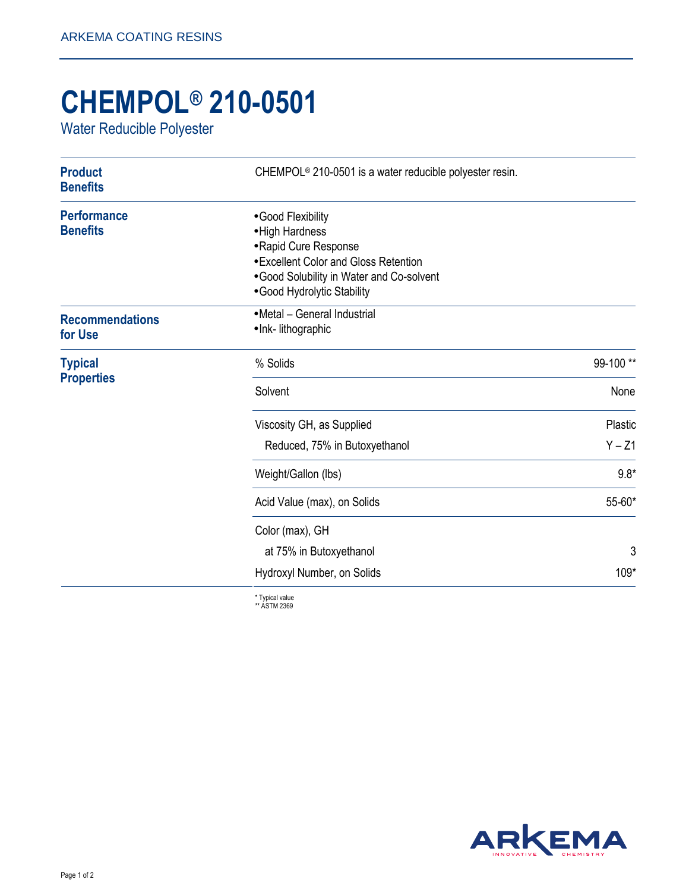ARKEMA COATING RESINS

# CHEMPOL® 210-0501

Water Reducible Polyester

## Product Benefits

CHEMPOL® 210-0501 is a water reducible polyester resin.

## Performance Benefits

- Good Flexibility
- High Hardness
- Rapid Cure Response
- Excellent Color and Gloss Retention
- Good Solubility in Water and Co-solvent
- Good Hydrolytic Stability

## Recommendations for Use

- Metal – General Industrial
- Ink- lithographic

## Typical Properties

| Property | Value |
|---|---|
| % Solids | 99-100 ** |
| Solvent | None |
| Viscosity GH, as Supplied | Plastic |
| Reduced, 75% in Butoxyethanol | Y – Z1 |
| Weight/Gallon (lbs) | 9.8* |
| Acid Value (max), on Solids | 55-60* |
| Color (max), GH at 75% in Butoxyethanol | 3 |
| Hydroxyl Number, on Solids | 109* |

\* Typical value
\*\* ASTM 2369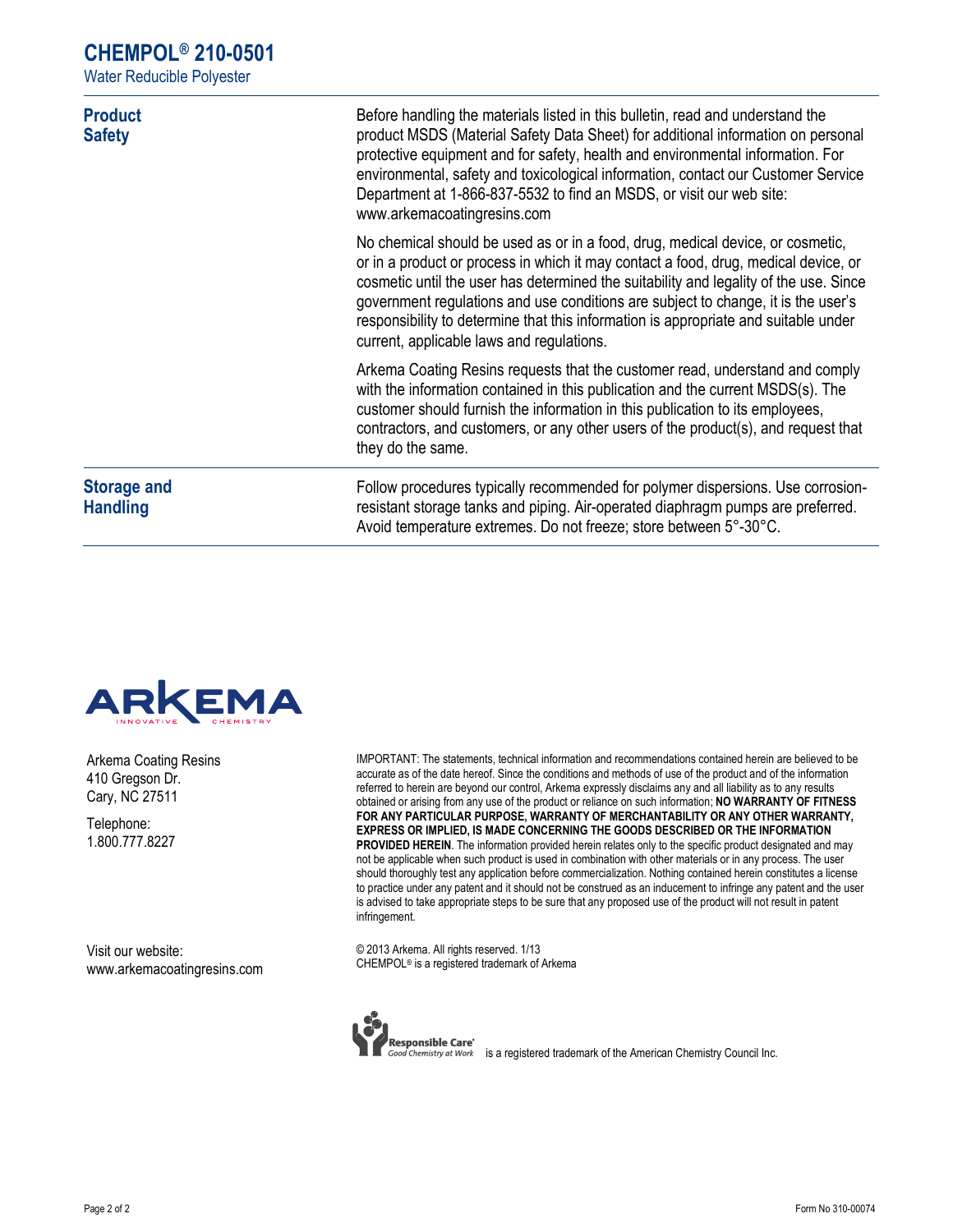# CHEMPOL® 210-0501

Water Reducible Polyester

## Product Safety

Before handling the materials listed in this bulletin, read and understand the product MSDS (Material Safety Data Sheet) for additional information on personal protective equipment and for safety, health and environmental information. For environmental, safety and toxicological information, contact our Customer Service Department at 1-866-837-5532 to find an MSDS, or visit our web site: www.arkemacoatingresins.com

No chemical should be used as or in a food, drug, medical device, or cosmetic, or in a product or process in which it may contact a food, drug, medical device, or cosmetic until the user has determined the suitability and legality of the use. Since government regulations and use conditions are subject to change, it is the user's responsibility to determine that this information is appropriate and suitable under current, applicable laws and regulations.

Arkema Coating Resins requests that the customer read, understand and comply with the information contained in this publication and the current MSDS(s). The customer should furnish the information in this publication to its employees, contractors, and customers, or any other users of the product(s), and request that they do the same.

## Storage and Handling

Follow procedures typically recommended for polymer dispersions. Use corrosion-resistant storage tanks and piping. Air-operated diaphragm pumps are preferred. Avoid temperature extremes. Do not freeze; store between 5°-30°C.

ARKEMA
INNOVATIVE CHEMISTRY

Arkema Coating Resins
410 Gregson Dr.
Cary, NC 27511

Telephone:
1.800.777.8227

Visit our website:
www.arkemacoatingresins.com

IMPORTANT: The statements, technical information and recommendations contained herein are believed to be accurate as of the date hereof. Since the conditions and methods of use of the product and of the information referred to herein are beyond our control, Arkema expressly disclaims any and all liability as to any results obtained or arising from any use of the product or reliance on such information; **NO WARRANTY OF FITNESS FOR ANY PARTICULAR PURPOSE, WARRANTY OF MERCHANTABILITY OR ANY OTHER WARRANTY, EXPRESS OR IMPLIED, IS MADE CONCERNING THE GOODS DESCRIBED OR THE INFORMATION PROVIDED HEREIN**. The information provided herein relates only to the specific product designated and may not be applicable when such product is used in combination with other materials or in any process. The user should thoroughly test any application before commercialization. Nothing contained herein constitutes a license to practice under any patent and it should not be construed as an inducement to infringe any patent and the user is advised to take appropriate steps to be sure that any proposed use of the product will not result in patent infringement.

© 2013 Arkema. All rights reserved. 1/13
CHEMPOL® is a registered trademark of Arkema

Responsible Care® *Good Chemistry at Work* is a registered trademark of the American Chemistry Council Inc.

Form No 310-00074